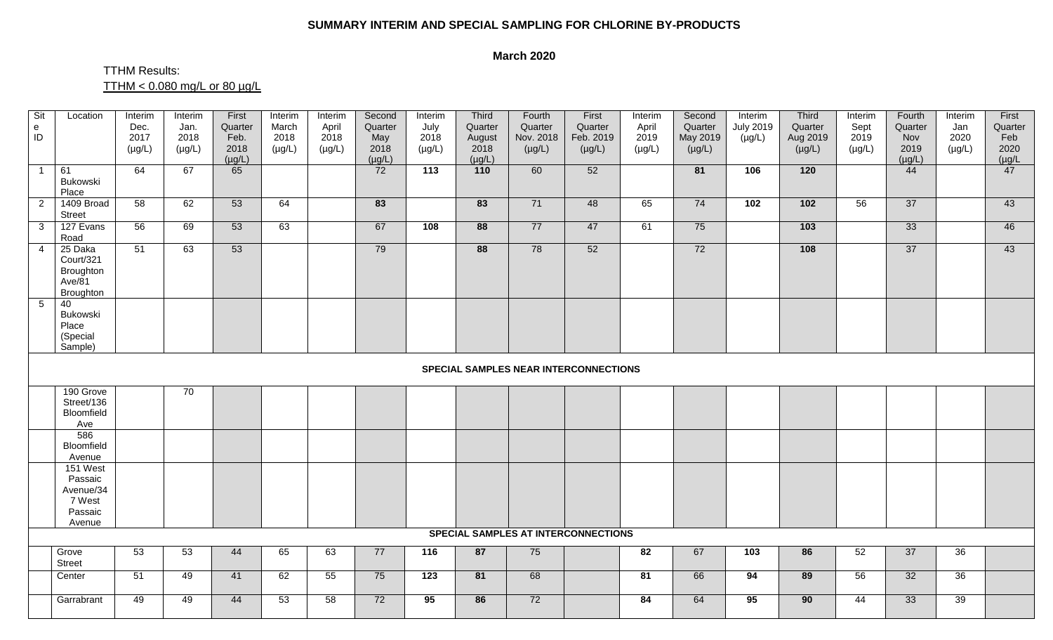**SUMMARY INTERIM AND SPECIAL SAMPLING FOR CHLORINE BY-PRODUCTS**

**March 2020**

TTHM Results:
TTHM < 0.080 mg/L or 80 µg/L

| Site ID | Location | Interim Dec. 2017 (µg/L) | Interim Jan. 2018 (µg/L) | First Quarter Feb. 2018 (µg/L) | Interim March 2018 (µg/L) | Interim April 2018 (µg/L) | Second Quarter May 2018 (µg/L) | Interim July 2018 (µg/L) | Third Quarter August 2018 (µg/L) | Fourth Quarter Nov. 2018 (µg/L) | First Quarter Feb. 2019 (µg/L) | Interim April 2019 (µg/L) | Second Quarter May 2019 (µg/L) | Interim July 2019 (µg/L) | Third Quarter Aug 2019 (µg/L) | Interim Sept 2019 (µg/L) | Fourth Quarter Nov 2019 (µg/L) | Interim Jan 2020 (µg/L) | First Quarter Feb 2020 (µg/L |
|---|---|---|---|---|---|---|---|---|---|---|---|---|---|---|---|---|---|---|---|
| 1 | 61 Bukowski Place | 64 | 67 | 65 | | | 72 | **113** | **110** | 60 | 52 | | **81** | **106** | **120** | | 44 | | 47 |
| 2 | 1409 Broad Street | 58 | 62 | 53 | 64 | | **83** | | **83** | 71 | 48 | 65 | 74 | **102** | **102** | 56 | 37 | | 43 |
| 3 | 127 Evans Road | 56 | 69 | 53 | 63 | | 67 | **108** | **88** | 77 | 47 | 61 | 75 | | **103** | | 33 | | 46 |
| 4 | 25 Daka Court/321 Broughton Ave/81 Broughton | 51 | 63 | 53 | | | 79 | | **88** | 78 | 52 | | 72 | | **108** | | 37 | | 43 |
| 5 | 40 Bukowski Place (Special Sample) | | | | | | | | | | | | | | | | | | |
| | **SPECIAL SAMPLES NEAR INTERCONNECTIONS** | | | | | | | | | | | | | | | | | | |
| | 190 Grove Street/136 Bloomfield Ave | | 70 | | | | | | | | | | | | | | | | |
| | 586 Bloomfield Avenue | | | | | | | | | | | | | | | | | | |
| | 151 West Passaic Avenue/347 West Passaic Avenue | | | | | | | | | | | | | | | | | | |
| | **SPECIAL SAMPLES AT INTERCONNECTIONS** | | | | | | | | | | | | | | | | | | |
| | Grove Street | 53 | 53 | 44 | 65 | 63 | 77 | **116** | **87** | 75 | | **82** | 67 | **103** | **86** | 52 | 37 | 36 | |
| | Center | 51 | 49 | 41 | 62 | 55 | 75 | **123** | **81** | 68 | | **81** | 66 | **94** | **89** | 56 | 32 | 36 | |
| | Garrabrant | 49 | 49 | 44 | 53 | 58 | 72 | **95** | **86** | 72 | | **84** | 64 | **95** | **90** | 44 | 33 | 39 | |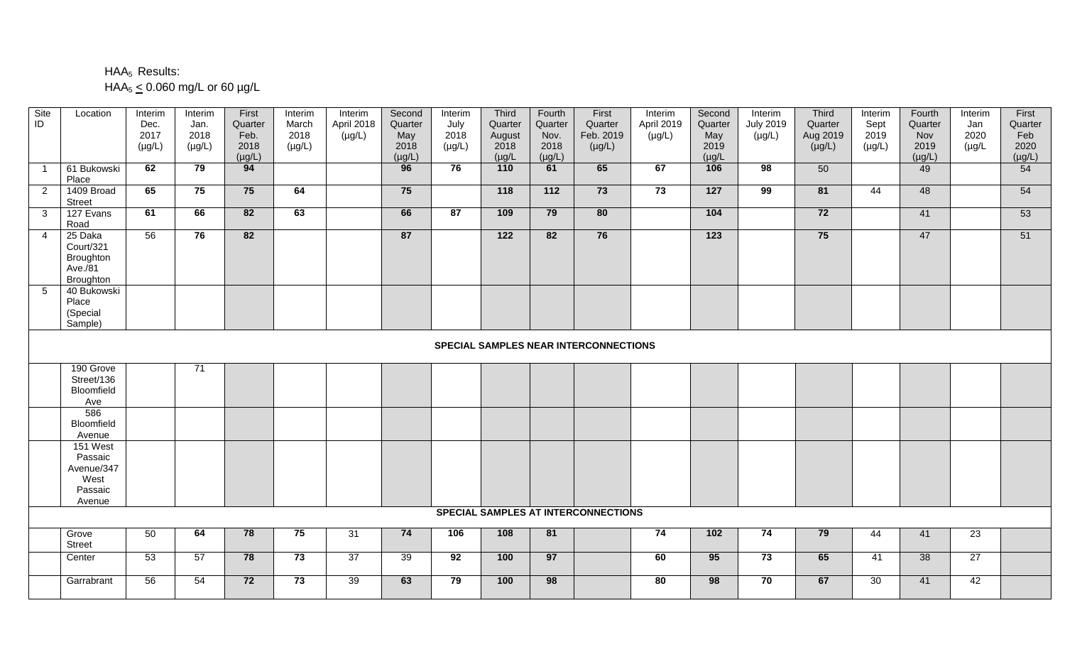$HAA_5$ Results:
$HAA_5 \leq$ 0.060 mg/L or 60 µg/L

| Site ID | Location | Interim Dec. 2017 (µg/L) | Interim Jan. 2018 (µg/L) | First Quarter Feb. 2018 (µg/L) | Interim March 2018 (µg/L) | Interim April 2018 (µg/L) | Second Quarter May 2018 (µg/L) | Interim July 2018 (µg/L) | Third Quarter August 2018 (µg/L | Fourth Quarter Nov. 2018 (µg/L) | First Quarter Feb. 2019 (µg/L) | Interim April 2019 (µg/L) | Second Quarter May 2019 (µg/L | Interim July 2019 (µg/L) | Third Quarter Aug 2019 (µg/L) | Interim Sept 2019 (µg/L) | Fourth Quarter Nov 2019 (µg/L) | Interim Jan 2020 (µg/L | First Quarter Feb 2020 (µg/L) |
|---|---|---|---|---|---|---|---|---|---|---|---|---|---|---|---|---|---|---|---|
| 1 | 61 Bukowski Place | **62** | **79** | **94** | | | **96** | **76** | **110** | **61** | **65** | **67** | **106** | **98** | 50 | | 49 | | 54 |
| 2 | 1409 Broad Street | **65** | **75** | **75** | **64** | | **75** | | **118** | **112** | **73** | **73** | **127** | **99** | **81** | 44 | 48 | | 54 |
| 3 | 127 Evans Road | **61** | **66** | **82** | **63** | | **66** | **87** | **109** | **79** | **80** | | **104** | | **72** | | 41 | | 53 |
| 4 | 25 Daka Court/321 Broughton Ave./81 Broughton | 56 | **76** | **82** | | | **87** | | **122** | **82** | **76** | | **123** | | **75** | | 47 | | 51 |
| 5 | 40 Bukowski Place (Special Sample) | | | | | | | | | | | | | | | | | | |
| | **SPECIAL SAMPLES NEAR INTERCONNECTIONS** | | | | | | | | | | | | | | | | | | |
| | 190 Grove Street/136 Bloomfield Ave | | 71 | | | | | | | | | | | | | | | | |
| | 586 Bloomfield Avenue | | | | | | | | | | | | | | | | | | |
| | 151 West Passaic Avenue/347 West Passaic Avenue | | | | | | | | | | | | | | | | | | |
| | **SPECIAL SAMPLES AT INTERCONNECTIONS** | | | | | | | | | | | | | | | | | | |
| | Grove Street | 50 | **64** | **78** | **75** | 31 | **74** | **106** | **108** | **81** | | **74** | **102** | **74** | **79** | 44 | 41 | 23 | |
| | Center | 53 | 57 | **78** | **73** | 37 | 39 | **92** | **100** | **97** | | **60** | **95** | **73** | **65** | 41 | 38 | 27 | |
| | Garrabrant | 56 | 54 | **72** | **73** | 39 | **63** | **79** | **100** | **98** | | **80** | **98** | **70** | **67** | 30 | 41 | 42 | |